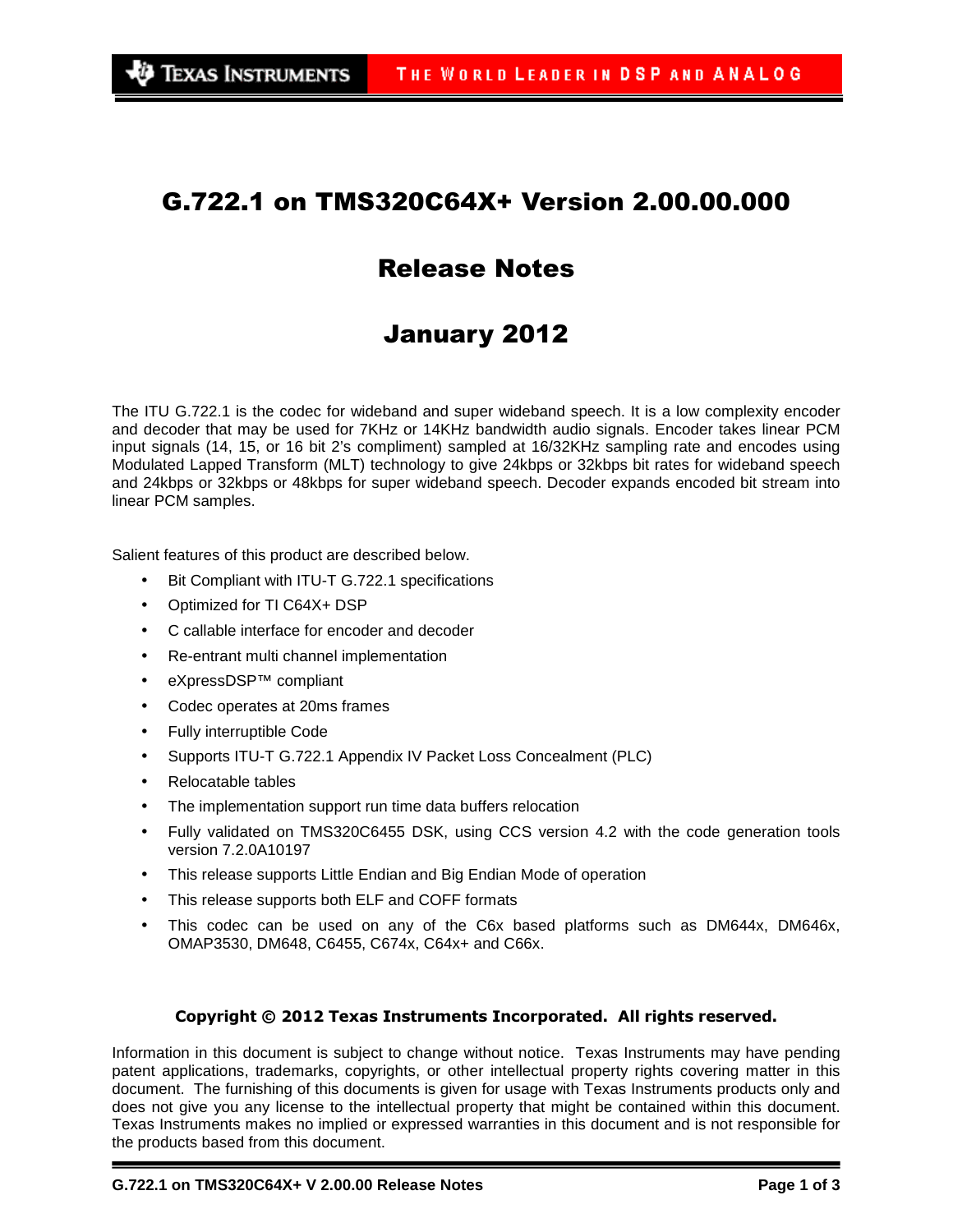# G.722.1 on TMS320C64X+ Version 2.00.00.000

## Release Notes

## January 2012

The ITU G.722.1 is the codec for wideband and super wideband speech. It is a low complexity encoder and decoder that may be used for 7KHz or 14KHz bandwidth audio signals. Encoder takes linear PCM input signals (14, 15, or 16 bit 2's compliment) sampled at 16/32KHz sampling rate and encodes using Modulated Lapped Transform (MLT) technology to give 24kbps or 32kbps bit rates for wideband speech and 24kbps or 32kbps or 48kbps for super wideband speech. Decoder expands encoded bit stream into linear PCM samples.

Salient features of this product are described below.

- Bit Compliant with ITU-T G.722.1 specifications
- Optimized for TI C64X+ DSP
- C callable interface for encoder and decoder
- Re-entrant multi channel implementation
- eXpressDSP™ compliant
- Codec operates at 20ms frames
- Fully interruptible Code
- Supports ITU-T G.722.1 Appendix IV Packet Loss Concealment (PLC)
- Relocatable tables
- The implementation support run time data buffers relocation
- Fully validated on TMS320C6455 DSK, using CCS version 4.2 with the code generation tools version 7.2.0A10197
- This release supports Little Endian and Big Endian Mode of operation
- This release supports both ELF and COFF formats
- This codec can be used on any of the C6x based platforms such as DM644x, DM646x, OMAP3530, DM648, C6455, C674x, C64x+ and C66x.

**Copyright © 2012 Texas Instruments Incorporated. All rights reserved.**

Information in this document is subject to change without notice. Texas Instruments may have pending patent applications, trademarks, copyrights, or other intellectual property rights covering matter in this document. The furnishing of this documents is given for usage with Texas Instruments products only and does not give you any license to the intellectual property that might be contained within this document. Texas Instruments makes no implied or expressed warranties in this document and is not responsible for the products based from this document.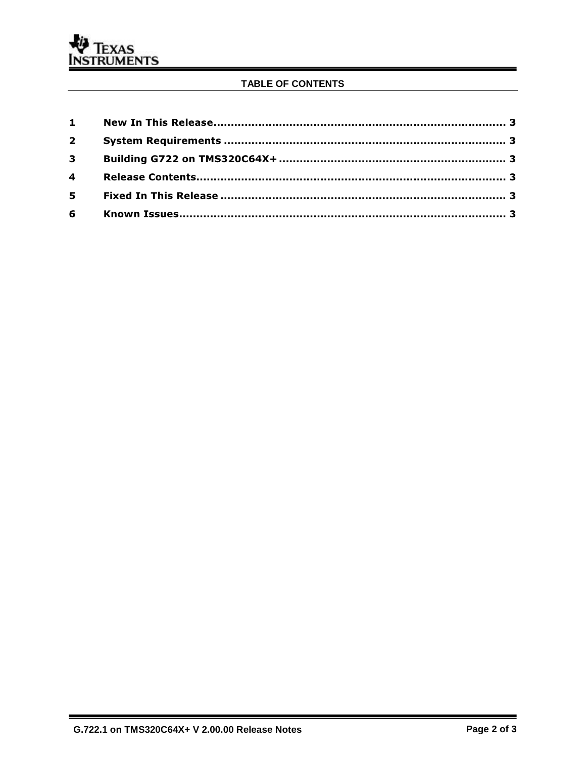**TABLE OF CONTENTS**

| | | |
|---|---|---|
| **1** | **New In This Release** | **3** |
| **2** | **System Requirements** | **3** |
| **3** | **Building G722 on TMS320C64X+** | **3** |
| **4** | **Release Contents** | **3** |
| **5** | **Fixed In This Release** | **3** |
| **6** | **Known Issues** | **3** |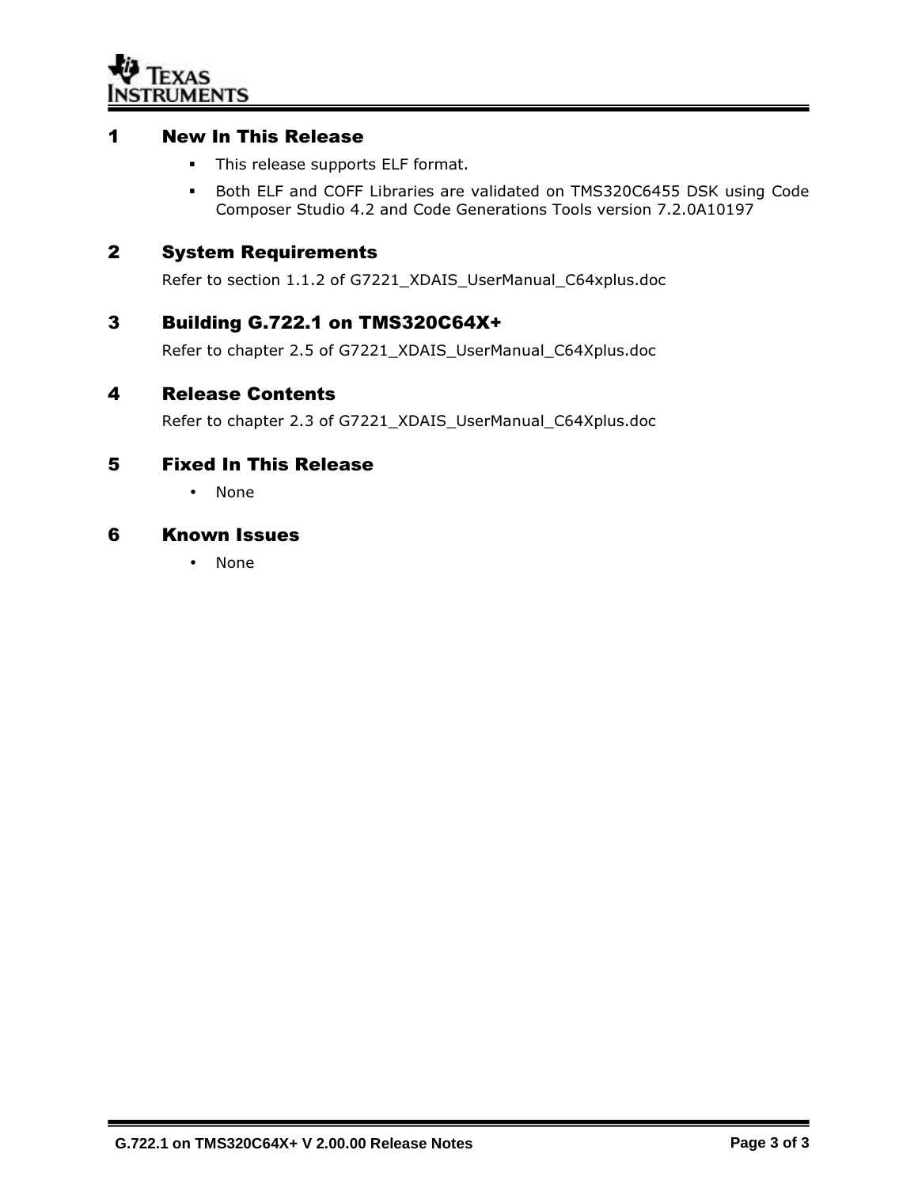# 1 New In This Release

- This release supports ELF format.
- Both ELF and COFF Libraries are validated on TMS320C6455 DSK using Code Composer Studio 4.2 and Code Generations Tools version 7.2.0A10197

# 2 System Requirements

Refer to section 1.1.2 of G7221_XDAIS_UserManual_C64xplus.doc

# 3 Building G.722.1 on TMS320C64X+

Refer to chapter 2.5 of G7221_XDAIS_UserManual_C64Xplus.doc

# 4 Release Contents

Refer to chapter 2.3 of G7221_XDAIS_UserManual_C64Xplus.doc

# 5 Fixed In This Release

- None

# 6 Known Issues

- None